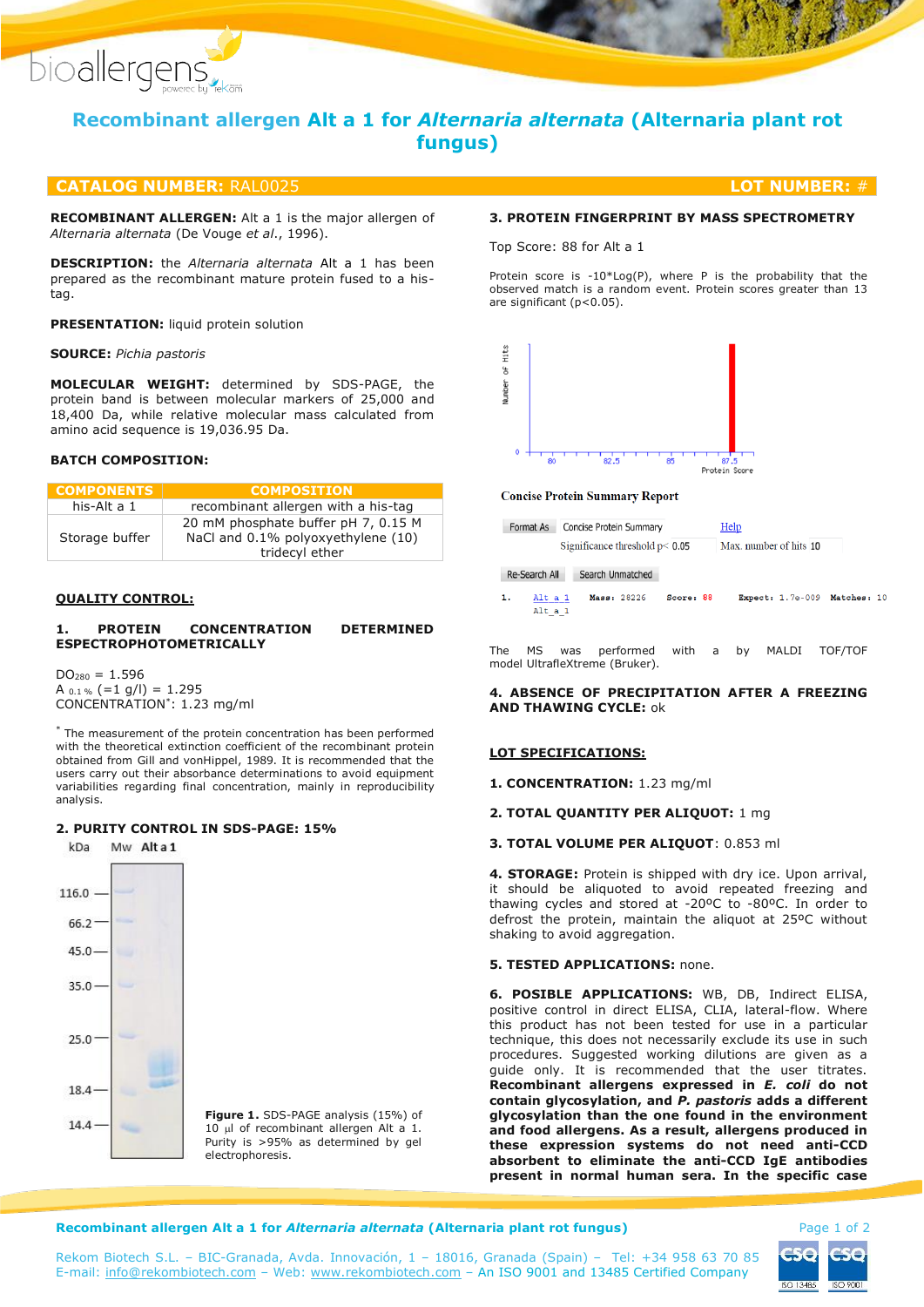# Recombinant allergen Alt a 1 for *Alternaria alternata* (Alternaria plant rot fungus)

**CATALOG NUMBER:** RAL0025 **LOT NUMBER:** #

**RECOMBINANT ALLERGEN:** Alt a 1 is the major allergen of *Alternaria alternata* (De Vouge *et al*., 1996).

**DESCRIPTION:** the *Alternaria alternata* Alt a 1 has been prepared as the recombinant mature protein fused to a his-tag.

**PRESENTATION:** liquid protein solution

**SOURCE:** *Pichia pastoris*

**MOLECULAR WEIGHT:** determined by SDS-PAGE, the protein band is between molecular markers of 25,000 and 18,400 Da, while relative molecular mass calculated from amino acid sequence is 19,036.95 Da.

**BATCH COMPOSITION:**

| COMPONENTS | COMPOSITION |
|---|---|
| his-Alt a 1 | recombinant allergen with a his-tag |
| Storage buffer | 20 mM phosphate buffer pH 7, 0.15 M NaCl and 0.1% polyoxyethylene (10) tridecyl ether |

## QUALITY CONTROL:

### 1. PROTEIN CONCENTRATION DETERMINED ESPECTROPHOTOMETRICALLY

$DO_{280}$ = 1.596
$A_{0.1\,\%}$ (=1 g/l) = 1.295
CONCENTRATION*: 1.23 mg/ml

* The measurement of the protein concentration has been performed with the theoretical extinction coefficient of the recombinant protein obtained from Gill and vonHippel, 1989. It is recommended that the users carry out their absorbance determinations to avoid equipment variabilities regarding final concentration, mainly in reproducibility analysis.

### 2. PURITY CONTROL IN SDS-PAGE: 15%

kDa | Mw | Alt a 1

116.0 — 66.2 — 45.0 — 35.0 — 25.0 — 18.4 — 14.4 —

**Figure 1.** SDS-PAGE analysis (15%) of 10 µl of recombinant allergen Alt a 1. Purity is >95% as determined by gel electrophoresis.

### 3. PROTEIN FINGERPRINT BY MASS SPECTROMETRY

Top Score: 88 for Alt a 1

Protein score is -10*Log(P), where P is the probability that the observed match is a random event. Protein scores greater than 13 are significant ($p<0.05$).

Number of Hits; Protein Score (80, 82.5, 85, 87.5)

**Concise Protein Summary Report**

Format As: Concise Protein Summary — Help
Significance threshold p< 0.05 — Max. number of hits 10
Re-Search All — Search Unmatched

1. Alt a 1 — Mass: 28226 — Score: 88 — Expect: 1.7e-009 — Matches: 10
Alt_a_1

The MS was performed with a by MALDI TOF/TOF model UltraflexXtreme (Bruker).

### 4. ABSENCE OF PRECIPITATION AFTER A FREEZING AND THAWING CYCLE: ok

## LOT SPECIFICATIONS:

**1. CONCENTRATION:** 1.23 mg/ml

**2. TOTAL QUANTITY PER ALIQUOT:** 1 mg

**3. TOTAL VOLUME PER ALIQUOT**: 0.853 ml

**4. STORAGE:** Protein is shipped with dry ice. Upon arrival, it should be aliquoted to avoid repeated freezing and thawing cycles and stored at -20ºC to -80ºC. In order to defrost the protein, maintain the aliquot at 25ºC without shaking to avoid aggregation.

**5. TESTED APPLICATIONS:** none.

**6. POSIBLE APPLICATIONS:** WB, DB, Indirect ELISA, positive control in direct ELISA, CLIA, lateral-flow. Where this product has not been tested for use in a particular technique, this does not necessarily exclude its use in such procedures. Suggested working dilutions are given as a guide only. It is recommended that the user titrates. **Recombinant allergens expressed in *E. coli* do not contain glycosylation, and *P. pastoris* adds a different glycosylation than the one found in the environment and food allergens. As a result, allergens produced in these expression systems do not need anti-CCD absorbent to eliminate the anti-CCD IgE antibodies present in normal human sera. In the specific case**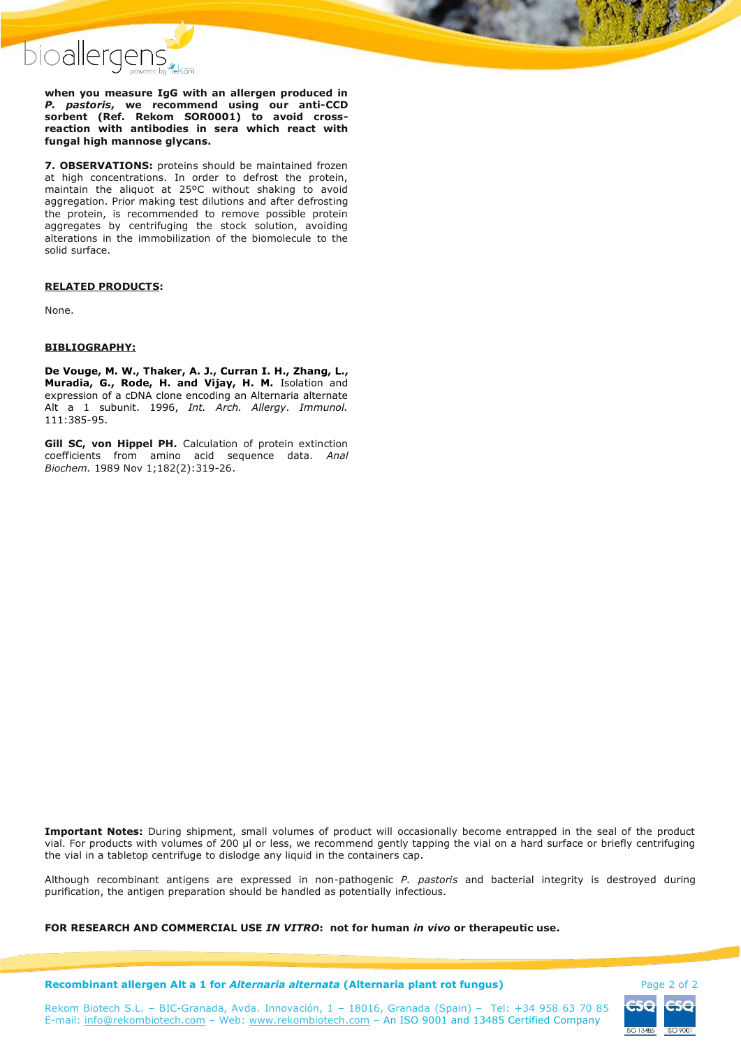**when you measure IgG with an allergen produced in *P. pastoris*, we recommend using our anti-CCD sorbent (Ref. Rekom SOR0001) to avoid cross-reaction with antibodies in sera which react with fungal high mannose glycans.**

**7. OBSERVATIONS:** proteins should be maintained frozen at high concentrations. In order to defrost the protein, maintain the aliquot at 25ºC without shaking to avoid aggregation. Prior making test dilutions and after defrosting the protein, is recommended to remove possible protein aggregates by centrifuging the stock solution, avoiding alterations in the immobilization of the biomolecule to the solid surface.

**RELATED PRODUCTS:**

None.

**BIBLIOGRAPHY:**

**De Vouge, M. W., Thaker, A. J., Curran I. H., Zhang, L., Muradia, G., Rode, H. and Vijay, H. M.** Isolation and expression of a cDNA clone encoding an Alternaria alternate Alt a 1 subunit. 1996, *Int. Arch. Allergy. Immunol.* 111:385-95.

**Gill SC, von Hippel PH.** Calculation of protein extinction coefficients from amino acid sequence data. *Anal Biochem.* 1989 Nov 1;182(2):319-26.

**Important Notes:** During shipment, small volumes of product will occasionally become entrapped in the seal of the product vial. For products with volumes of 200 µl or less, we recommend gently tapping the vial on a hard surface or briefly centrifuging the vial in a tabletop centrifuge to dislodge any liquid in the containers cap.

Although recombinant antigens are expressed in non-pathogenic *P. pastoris* and bacterial integrity is destroyed during purification, the antigen preparation should be handled as potentially infectious.

**FOR RESEARCH AND COMMERCIAL USE *IN VITRO*: not for human *in vivo* or therapeutic use.**

**Recombinant allergen Alt a 1 for *Alternaria alternata* (Alternaria plant rot fungus)**

Rekom Biotech S.L. – BIC-Granada, Avda. Innovación, 1 – 18016, Granada (Spain) – Tel: +34 958 63 70 85
E-mail: info@rekombiotech.com – Web: www.rekombiotech.com – An ISO 9001 and 13485 Certified Company